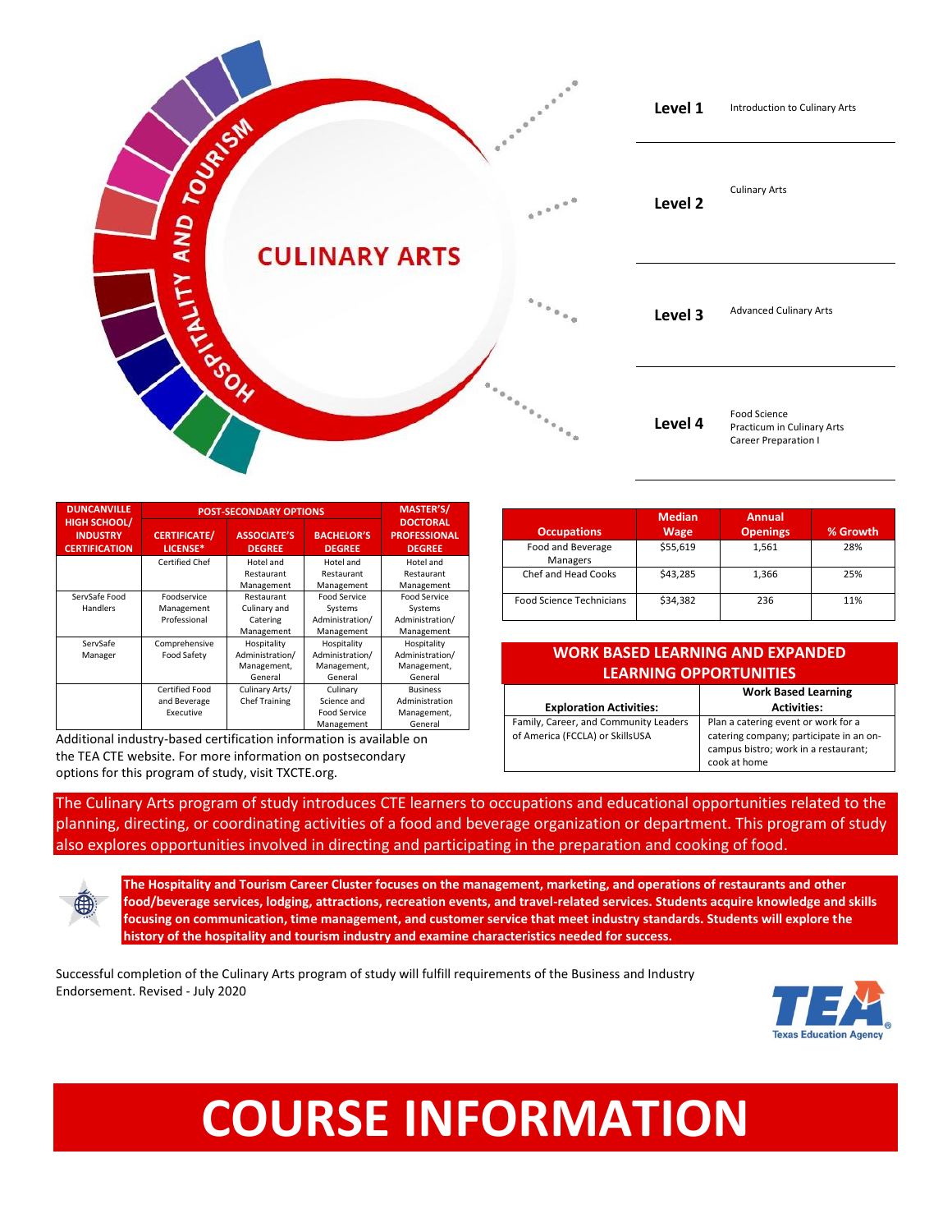# CULINARY ARTS

HOSPITALITY AND TOURISM

| Level | Courses |
| --- | --- |
| **Level 1** | Introduction to Culinary Arts |
| **Level 2** | Culinary Arts |
| **Level 3** | Advanced Culinary Arts |
| **Level 4** | Food Science<br>Practicum in Culinary Arts<br>Career Preparation I |

| DUNCANVILLE HIGH SCHOOL/ INDUSTRY CERTIFICATION | POST-SECONDARY OPTIONS | | | MASTER'S/ DOCTORAL PROFESSIONAL DEGREE |
| --- | --- | --- | --- | --- |
| | CERTIFICATE/ LICENSE* | ASSOCIATE'S DEGREE | BACHELOR'S DEGREE | |
| | Certified Chef | Hotel and Restaurant Management | Hotel and Restaurant Management | Hotel and Restaurant Management |
| ServSafe Food Handlers | Foodservice Management Professional | Restaurant Culinary and Catering Management | Food Service Systems Administration/ Management | Food Service Systems Administration/ Management |
| ServSafe Manager | Comprehensive Food Safety | Hospitality Administration/ Management, General | Hospitality Administration/ Management, General | Hospitality Administration/ Management, General |
| | Certified Food and Beverage Executive | Culinary Arts/ Chef Training | Culinary Science and Food Service Management | Business Administration Management, General |

Additional industry-based certification information is available on the TEA CTE website. For more information on postsecondary options for this program of study, visit TXCTE.org.

| Occupations | Median Wage | Annual Openings | % Growth |
| --- | --- | --- | --- |
| Food and Beverage Managers | $55,619 | 1,561 | 28% |
| Chef and Head Cooks | $43,285 | 1,366 | 25% |
| Food Science Technicians | $34,382 | 236 | 11% |

| WORK BASED LEARNING AND EXPANDED LEARNING OPPORTUNITIES | |
| --- | --- |
| **Exploration Activities:** | **Work Based Learning Activities:** |
| Family, Career, and Community Leaders of America (FCCLA) or SkillsUSA | Plan a catering event or work for a catering company; participate in an on-campus bistro; work in a restaurant; cook at home |

The Culinary Arts program of study introduces CTE learners to occupations and educational opportunities related to the planning, directing, or coordinating activities of a food and beverage organization or department. This program of study also explores opportunities involved in directing and participating in the preparation and cooking of food.

**The Hospitality and Tourism Career Cluster focuses on the management, marketing, and operations of restaurants and other food/beverage services, lodging, attractions, recreation events, and travel-related services. Students acquire knowledge and skills focusing on communication, time management, and customer service that meet industry standards. Students will explore the history of the hospitality and tourism industry and examine characteristics needed for success.**

Successful completion of the Culinary Arts program of study will fulfill requirements of the Business and Industry Endorsement. Revised - July 2020

TEA Texas Education Agency

# COURSE INFORMATION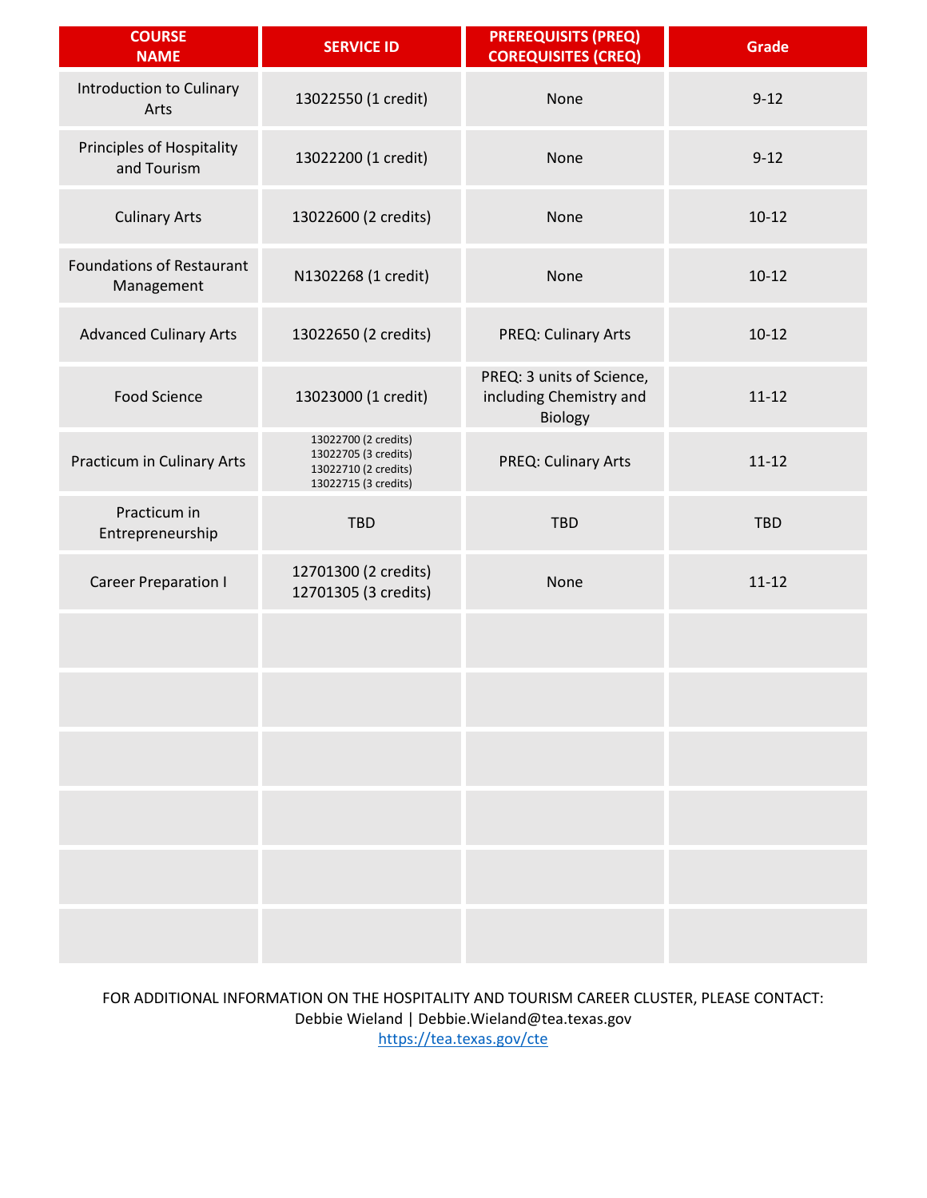| COURSE NAME | SERVICE ID | PREREQUISITS (PREQ) COREQUISITES (CREQ) | Grade |
|---|---|---|---|
| Introduction to Culinary Arts | 13022550 (1 credit) | None | 9-12 |
| Principles of Hospitality and Tourism | 13022200 (1 credit) | None | 9-12 |
| Culinary Arts | 13022600 (2 credits) | None | 10-12 |
| Foundations of Restaurant Management | N1302268 (1 credit) | None | 10-12 |
| Advanced Culinary Arts | 13022650 (2 credits) | PREQ: Culinary Arts | 10-12 |
| Food Science | 13023000 (1 credit) | PREQ: 3 units of Science, including Chemistry and Biology | 11-12 |
| Practicum in Culinary Arts | 13022700 (2 credits)<br>13022705 (3 credits)<br>13022710 (2 credits)<br>13022715 (3 credits) | PREQ: Culinary Arts | 11-12 |
| Practicum in Entrepreneurship | TBD | TBD | TBD |
| Career Preparation I | 12701300 (2 credits)<br>12701305 (3 credits) | None | 11-12 |
| | | | |
| | | | |
| | | | |
| | | | |
| | | | |
| | | | |

FOR ADDITIONAL INFORMATION ON THE HOSPITALITY AND TOURISM CAREER CLUSTER, PLEASE CONTACT:
Debbie Wieland | Debbie.Wieland@tea.texas.gov
https://tea.texas.gov/cte